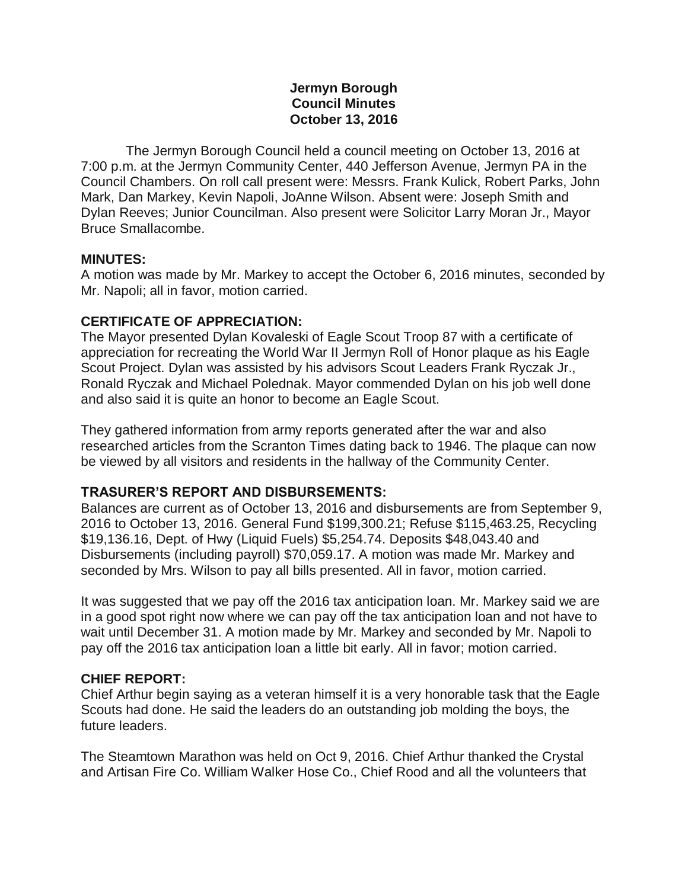**Jermyn Borough**
**Council Minutes**
**October 13, 2016**

The Jermyn Borough Council held a council meeting on October 13, 2016 at 7:00 p.m. at the Jermyn Community Center, 440 Jefferson Avenue, Jermyn PA in the Council Chambers. On roll call present were: Messrs. Frank Kulick, Robert Parks, John Mark, Dan Markey, Kevin Napoli, JoAnne Wilson. Absent were: Joseph Smith and Dylan Reeves; Junior Councilman. Also present were Solicitor Larry Moran Jr., Mayor Bruce Smallacombe.

## MINUTES:

A motion was made by Mr. Markey to accept the October 6, 2016 minutes, seconded by Mr. Napoli; all in favor, motion carried.

## CERTIFICATE OF APPRECIATION:

The Mayor presented Dylan Kovaleski of Eagle Scout Troop 87 with a certificate of appreciation for recreating the World War II Jermyn Roll of Honor plaque as his Eagle Scout Project. Dylan was assisted by his advisors Scout Leaders Frank Ryczak Jr., Ronald Ryczak and Michael Polednak. Mayor commended Dylan on his job well done and also said it is quite an honor to become an Eagle Scout.

They gathered information from army reports generated after the war and also researched articles from the Scranton Times dating back to 1946. The plaque can now be viewed by all visitors and residents in the hallway of the Community Center.

## TRASURER'S REPORT AND DISBURSEMENTS:

Balances are current as of October 13, 2016 and disbursements are from September 9, 2016 to October 13, 2016. General Fund $199,300.21; Refuse $115,463.25, Recycling $19,136.16, Dept. of Hwy (Liquid Fuels) $5,254.74. Deposits $48,043.40 and Disbursements (including payroll) $70,059.17. A motion was made Mr. Markey and seconded by Mrs. Wilson to pay all bills presented. All in favor, motion carried.

It was suggested that we pay off the 2016 tax anticipation loan. Mr. Markey said we are in a good spot right now where we can pay off the tax anticipation loan and not have to wait until December 31. A motion made by Mr. Markey and seconded by Mr. Napoli to pay off the 2016 tax anticipation loan a little bit early. All in favor; motion carried.

## CHIEF REPORT:

Chief Arthur begin saying as a veteran himself it is a very honorable task that the Eagle Scouts had done. He said the leaders do an outstanding job molding the boys, the future leaders.

The Steamtown Marathon was held on Oct 9, 2016. Chief Arthur thanked the Crystal and Artisan Fire Co. William Walker Hose Co., Chief Rood and all the volunteers that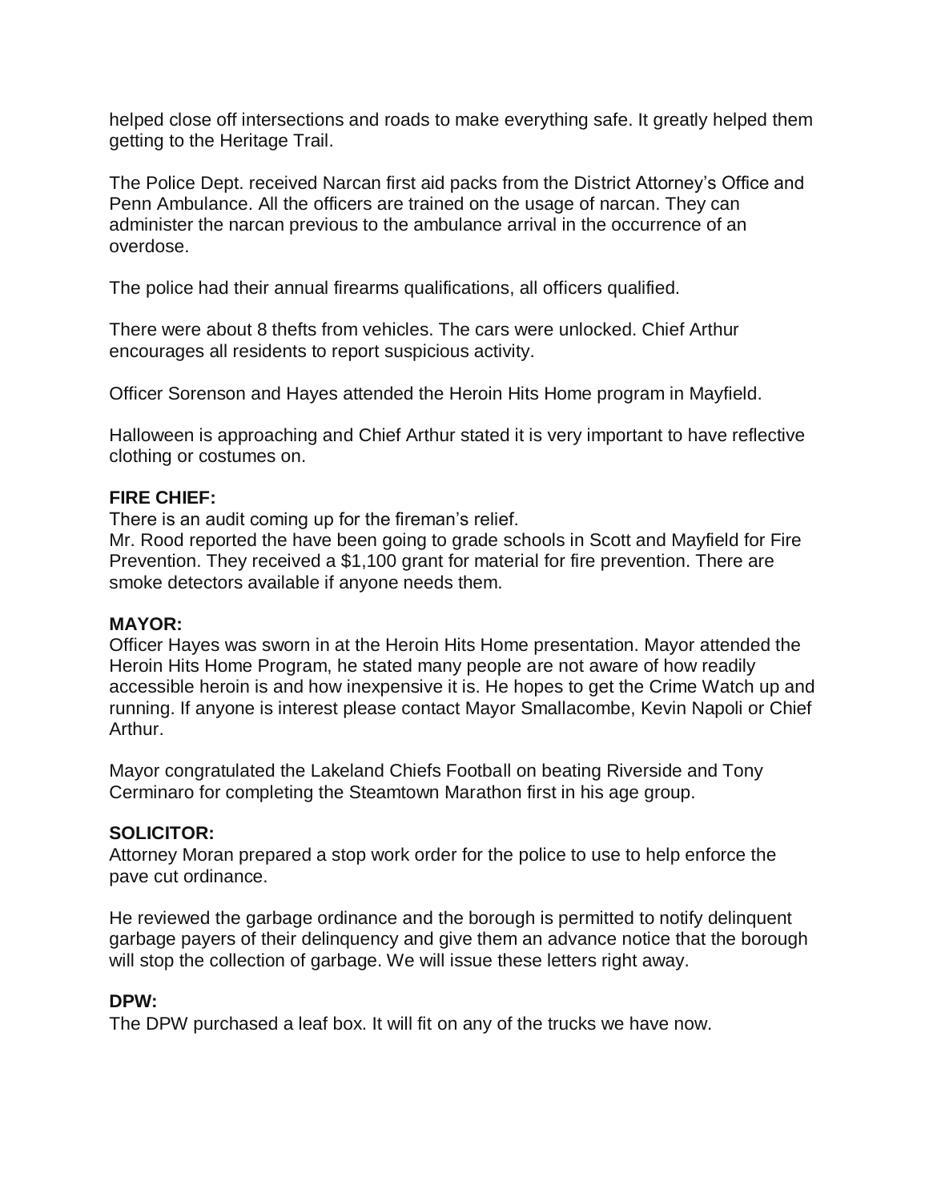helped close off intersections and roads to make everything safe. It greatly helped them getting to the Heritage Trail.

The Police Dept. received Narcan first aid packs from the District Attorney's Office and Penn Ambulance. All the officers are trained on the usage of narcan. They can administer the narcan previous to the ambulance arrival in the occurrence of an overdose.

The police had their annual firearms qualifications, all officers qualified.

There were about 8 thefts from vehicles. The cars were unlocked. Chief Arthur encourages all residents to report suspicious activity.

Officer Sorenson and Hayes attended the Heroin Hits Home program in Mayfield.

Halloween is approaching and Chief Arthur stated it is very important to have reflective clothing or costumes on.

**FIRE CHIEF:**

There is an audit coming up for the fireman's relief.
Mr. Rood reported the have been going to grade schools in Scott and Mayfield for Fire Prevention. They received a $1,100 grant for material for fire prevention. There are smoke detectors available if anyone needs them.

**MAYOR:**

Officer Hayes was sworn in at the Heroin Hits Home presentation. Mayor attended the Heroin Hits Home Program, he stated many people are not aware of how readily accessible heroin is and how inexpensive it is. He hopes to get the Crime Watch up and running. If anyone is interest please contact Mayor Smallacombe, Kevin Napoli or Chief Arthur.

Mayor congratulated the Lakeland Chiefs Football on beating Riverside and Tony Cerminaro for completing the Steamtown Marathon first in his age group.

**SOLICITOR:**

Attorney Moran prepared a stop work order for the police to use to help enforce the pave cut ordinance.

He reviewed the garbage ordinance and the borough is permitted to notify delinquent garbage payers of their delinquency and give them an advance notice that the borough will stop the collection of garbage. We will issue these letters right away.

**DPW:**

The DPW purchased a leaf box. It will fit on any of the trucks we have now.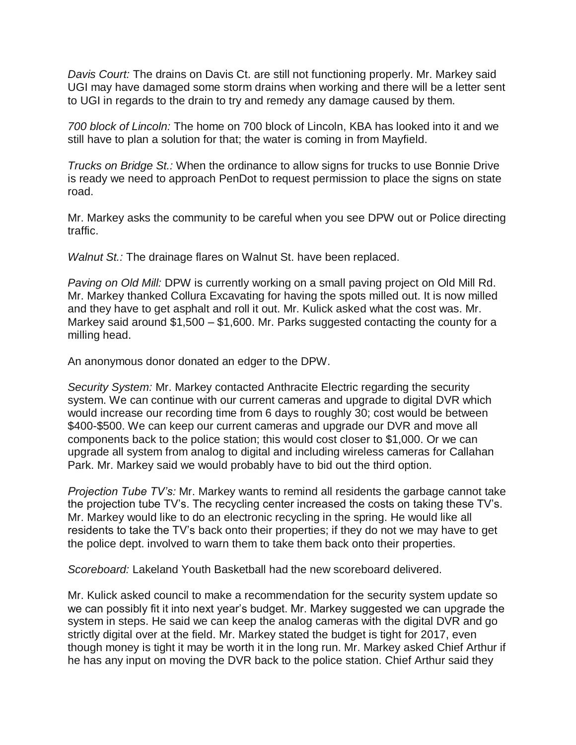*Davis Court:* The drains on Davis Ct. are still not functioning properly. Mr. Markey said UGI may have damaged some storm drains when working and there will be a letter sent to UGI in regards to the drain to try and remedy any damage caused by them.

*700 block of Lincoln:* The home on 700 block of Lincoln, KBA has looked into it and we still have to plan a solution for that; the water is coming in from Mayfield.

*Trucks on Bridge St.:* When the ordinance to allow signs for trucks to use Bonnie Drive is ready we need to approach PenDot to request permission to place the signs on state road.

Mr. Markey asks the community to be careful when you see DPW out or Police directing traffic.

*Walnut St.:* The drainage flares on Walnut St. have been replaced.

*Paving on Old Mill:* DPW is currently working on a small paving project on Old Mill Rd. Mr. Markey thanked Collura Excavating for having the spots milled out. It is now milled and they have to get asphalt and roll it out. Mr. Kulick asked what the cost was. Mr. Markey said around $1,500 – $1,600. Mr. Parks suggested contacting the county for a milling head.

An anonymous donor donated an edger to the DPW.

*Security System:* Mr. Markey contacted Anthracite Electric regarding the security system. We can continue with our current cameras and upgrade to digital DVR which would increase our recording time from 6 days to roughly 30; cost would be between $400-$500. We can keep our current cameras and upgrade our DVR and move all components back to the police station; this would cost closer to $1,000. Or we can upgrade all system from analog to digital and including wireless cameras for Callahan Park. Mr. Markey said we would probably have to bid out the third option.

*Projection Tube TV's:* Mr. Markey wants to remind all residents the garbage cannot take the projection tube TV's. The recycling center increased the costs on taking these TV's. Mr. Markey would like to do an electronic recycling in the spring. He would like all residents to take the TV's back onto their properties; if they do not we may have to get the police dept. involved to warn them to take them back onto their properties.

*Scoreboard:* Lakeland Youth Basketball had the new scoreboard delivered.

Mr. Kulick asked council to make a recommendation for the security system update so we can possibly fit it into next year's budget. Mr. Markey suggested we can upgrade the system in steps. He said we can keep the analog cameras with the digital DVR and go strictly digital over at the field. Mr. Markey stated the budget is tight for 2017, even though money is tight it may be worth it in the long run. Mr. Markey asked Chief Arthur if he has any input on moving the DVR back to the police station. Chief Arthur said they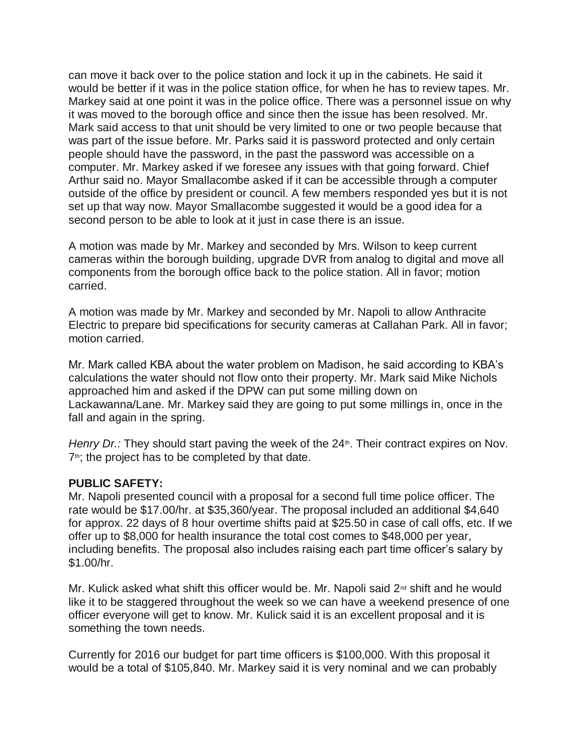can move it back over to the police station and lock it up in the cabinets. He said it would be better if it was in the police station office, for when he has to review tapes. Mr. Markey said at one point it was in the police office. There was a personnel issue on why it was moved to the borough office and since then the issue has been resolved. Mr. Mark said access to that unit should be very limited to one or two people because that was part of the issue before. Mr. Parks said it is password protected and only certain people should have the password, in the past the password was accessible on a computer. Mr. Markey asked if we foresee any issues with that going forward. Chief Arthur said no. Mayor Smallacombe asked if it can be accessible through a computer outside of the office by president or council. A few members responded yes but it is not set up that way now. Mayor Smallacombe suggested it would be a good idea for a second person to be able to look at it just in case there is an issue.

A motion was made by Mr. Markey and seconded by Mrs. Wilson to keep current cameras within the borough building, upgrade DVR from analog to digital and move all components from the borough office back to the police station. All in favor; motion carried.

A motion was made by Mr. Markey and seconded by Mr. Napoli to allow Anthracite Electric to prepare bid specifications for security cameras at Callahan Park. All in favor; motion carried.

Mr. Mark called KBA about the water problem on Madison, he said according to KBA's calculations the water should not flow onto their property. Mr. Mark said Mike Nichols approached him and asked if the DPW can put some milling down on Lackawanna/Lane. Mr. Markey said they are going to put some millings in, once in the fall and again in the spring.

*Henry Dr.:* They should start paving the week of the 24th. Their contract expires on Nov. 7th; the project has to be completed by that date.

**PUBLIC SAFETY:**
Mr. Napoli presented council with a proposal for a second full time police officer. The rate would be $17.00/hr. at $35,360/year. The proposal included an additional $4,640 for approx. 22 days of 8 hour overtime shifts paid at $25.50 in case of call offs, etc. If we offer up to $8,000 for health insurance the total cost comes to $48,000 per year, including benefits. The proposal also includes raising each part time officer's salary by $1.00/hr.

Mr. Kulick asked what shift this officer would be. Mr. Napoli said 2nd shift and he would like it to be staggered throughout the week so we can have a weekend presence of one officer everyone will get to know. Mr. Kulick said it is an excellent proposal and it is something the town needs.

Currently for 2016 our budget for part time officers is $100,000. With this proposal it would be a total of $105,840. Mr. Markey said it is very nominal and we can probably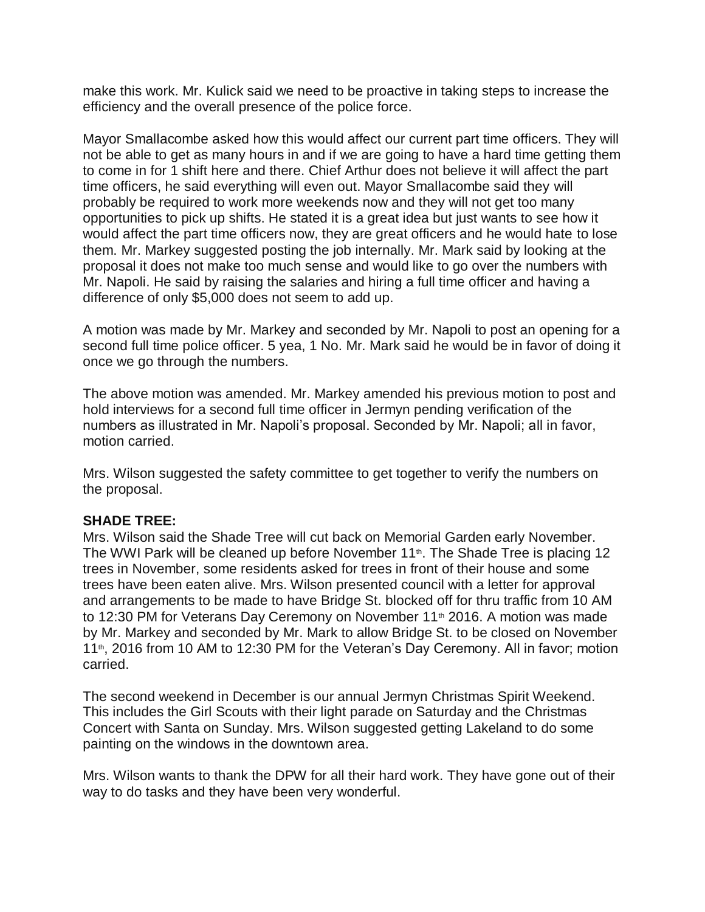make this work. Mr. Kulick said we need to be proactive in taking steps to increase the efficiency and the overall presence of the police force.

Mayor Smallacombe asked how this would affect our current part time officers. They will not be able to get as many hours in and if we are going to have a hard time getting them to come in for 1 shift here and there. Chief Arthur does not believe it will affect the part time officers, he said everything will even out. Mayor Smallacombe said they will probably be required to work more weekends now and they will not get too many opportunities to pick up shifts. He stated it is a great idea but just wants to see how it would affect the part time officers now, they are great officers and he would hate to lose them. Mr. Markey suggested posting the job internally. Mr. Mark said by looking at the proposal it does not make too much sense and would like to go over the numbers with Mr. Napoli. He said by raising the salaries and hiring a full time officer and having a difference of only $5,000 does not seem to add up.

A motion was made by Mr. Markey and seconded by Mr. Napoli to post an opening for a second full time police officer. 5 yea, 1 No. Mr. Mark said he would be in favor of doing it once we go through the numbers.

The above motion was amended. Mr. Markey amended his previous motion to post and hold interviews for a second full time officer in Jermyn pending verification of the numbers as illustrated in Mr. Napoli's proposal. Seconded by Mr. Napoli; all in favor, motion carried.

Mrs. Wilson suggested the safety committee to get together to verify the numbers on the proposal.

**SHADE TREE:**

Mrs. Wilson said the Shade Tree will cut back on Memorial Garden early November. The WWI Park will be cleaned up before November 11th. The Shade Tree is placing 12 trees in November, some residents asked for trees in front of their house and some trees have been eaten alive. Mrs. Wilson presented council with a letter for approval and arrangements to be made to have Bridge St. blocked off for thru traffic from 10 AM to 12:30 PM for Veterans Day Ceremony on November 11th 2016. A motion was made by Mr. Markey and seconded by Mr. Mark to allow Bridge St. to be closed on November 11th, 2016 from 10 AM to 12:30 PM for the Veteran's Day Ceremony. All in favor; motion carried.

The second weekend in December is our annual Jermyn Christmas Spirit Weekend. This includes the Girl Scouts with their light parade on Saturday and the Christmas Concert with Santa on Sunday. Mrs. Wilson suggested getting Lakeland to do some painting on the windows in the downtown area.

Mrs. Wilson wants to thank the DPW for all their hard work. They have gone out of their way to do tasks and they have been very wonderful.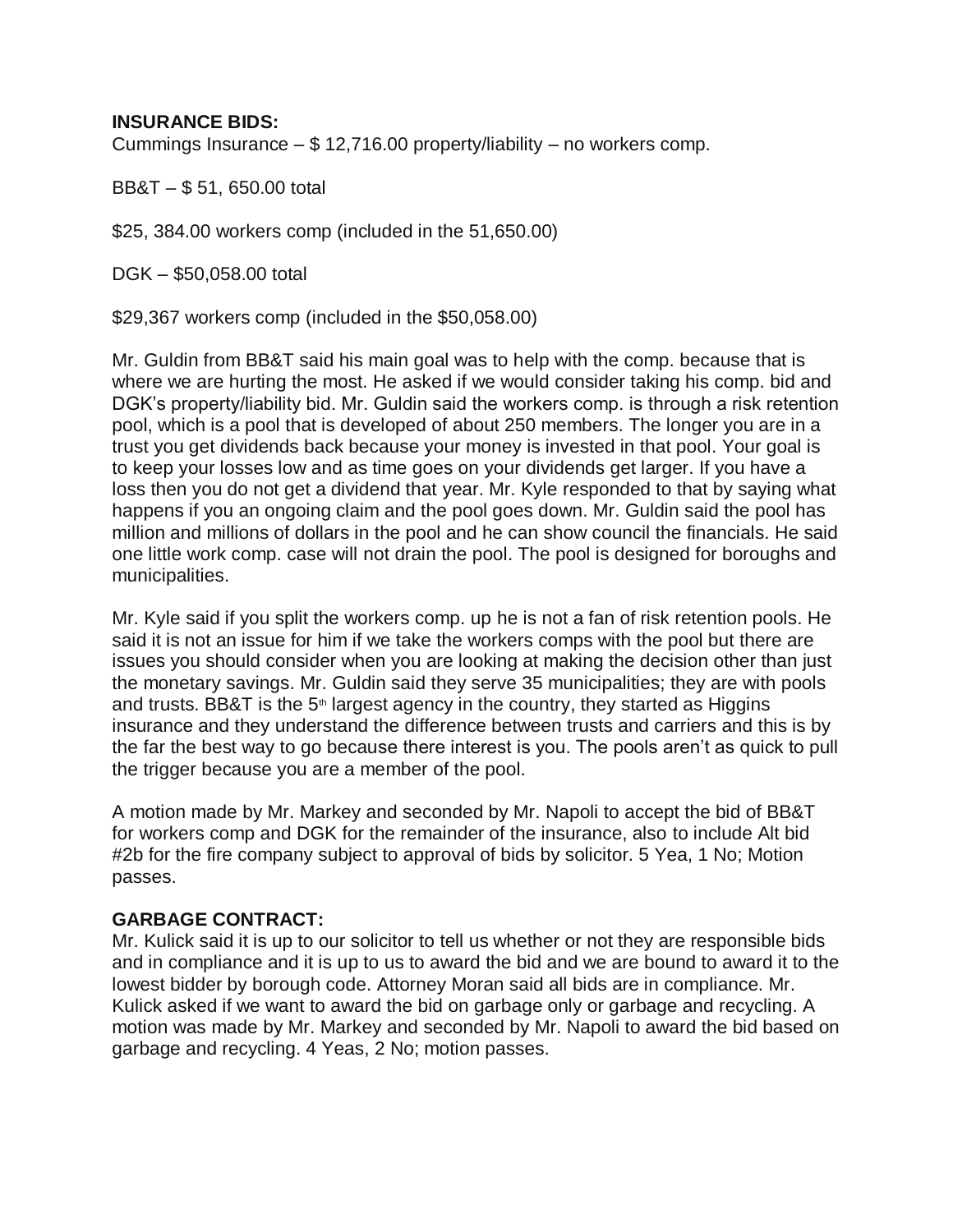**INSURANCE BIDS:**
Cummings Insurance – $ 12,716.00 property/liability – no workers comp.

BB&T – $ 51, 650.00 total

$25, 384.00 workers comp (included in the 51,650.00)

DGK – $50,058.00 total

$29,367 workers comp (included in the $50,058.00)

Mr. Guldin from BB&T said his main goal was to help with the comp. because that is where we are hurting the most. He asked if we would consider taking his comp. bid and DGK's property/liability bid. Mr. Guldin said the workers comp. is through a risk retention pool, which is a pool that is developed of about 250 members. The longer you are in a trust you get dividends back because your money is invested in that pool. Your goal is to keep your losses low and as time goes on your dividends get larger. If you have a loss then you do not get a dividend that year. Mr. Kyle responded to that by saying what happens if you an ongoing claim and the pool goes down. Mr. Guldin said the pool has million and millions of dollars in the pool and he can show council the financials. He said one little work comp. case will not drain the pool. The pool is designed for boroughs and municipalities.

Mr. Kyle said if you split the workers comp. up he is not a fan of risk retention pools. He said it is not an issue for him if we take the workers comps with the pool but there are issues you should consider when you are looking at making the decision other than just the monetary savings. Mr. Guldin said they serve 35 municipalities; they are with pools and trusts. BB&T is the 5th largest agency in the country, they started as Higgins insurance and they understand the difference between trusts and carriers and this is by the far the best way to go because there interest is you. The pools aren't as quick to pull the trigger because you are a member of the pool.

A motion made by Mr. Markey and seconded by Mr. Napoli to accept the bid of BB&T for workers comp and DGK for the remainder of the insurance, also to include Alt bid #2b for the fire company subject to approval of bids by solicitor. 5 Yea, 1 No; Motion passes.

**GARBAGE CONTRACT:**
Mr. Kulick said it is up to our solicitor to tell us whether or not they are responsible bids and in compliance and it is up to us to award the bid and we are bound to award it to the lowest bidder by borough code. Attorney Moran said all bids are in compliance. Mr. Kulick asked if we want to award the bid on garbage only or garbage and recycling. A motion was made by Mr. Markey and seconded by Mr. Napoli to award the bid based on garbage and recycling. 4 Yeas, 2 No; motion passes.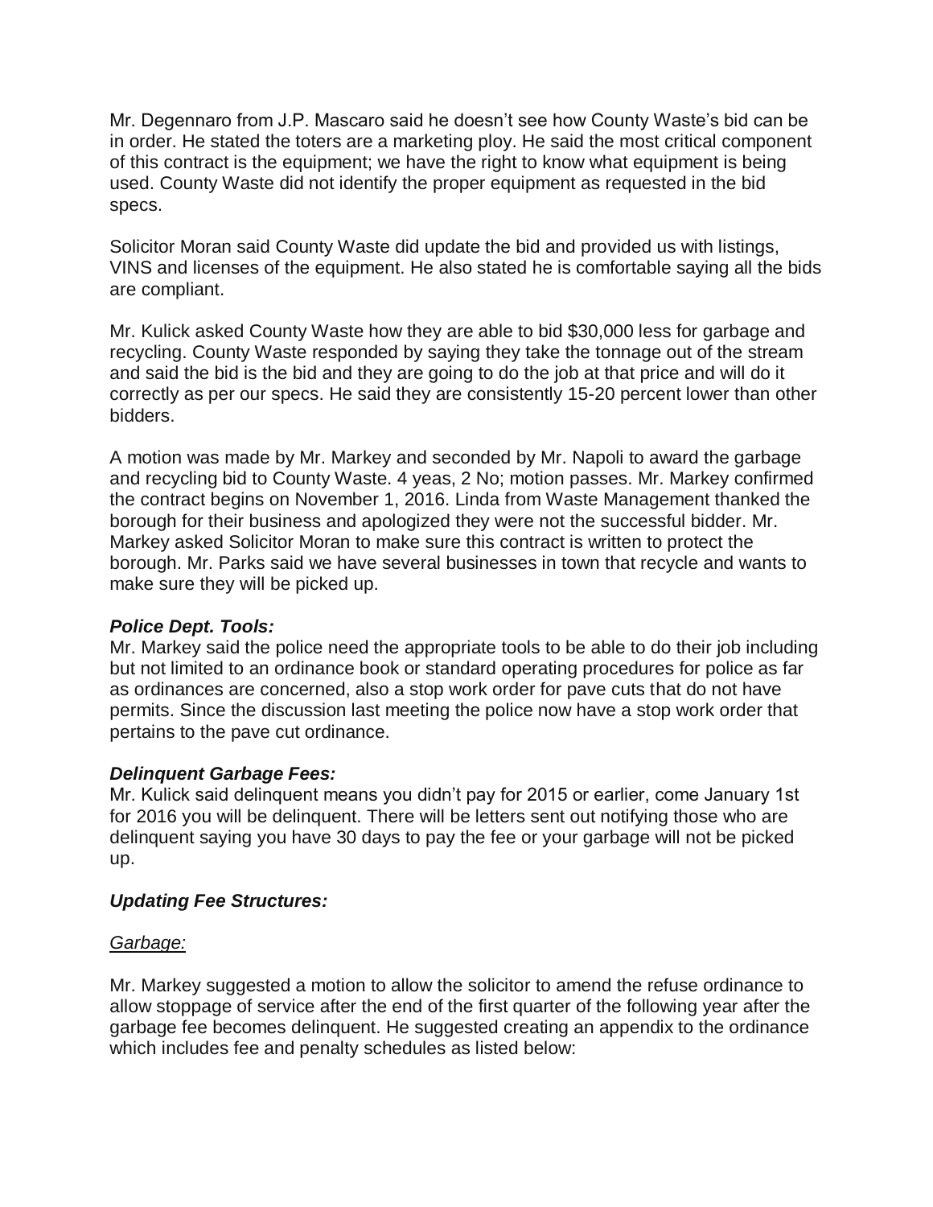Mr. Degennaro from J.P. Mascaro said he doesn't see how County Waste's bid can be in order. He stated the toters are a marketing ploy. He said the most critical component of this contract is the equipment; we have the right to know what equipment is being used. County Waste did not identify the proper equipment as requested in the bid specs.

Solicitor Moran said County Waste did update the bid and provided us with listings, VINS and licenses of the equipment. He also stated he is comfortable saying all the bids are compliant.

Mr. Kulick asked County Waste how they are able to bid $30,000 less for garbage and recycling. County Waste responded by saying they take the tonnage out of the stream and said the bid is the bid and they are going to do the job at that price and will do it correctly as per our specs. He said they are consistently 15-20 percent lower than other bidders.

A motion was made by Mr. Markey and seconded by Mr. Napoli to award the garbage and recycling bid to County Waste. 4 yeas, 2 No; motion passes. Mr. Markey confirmed the contract begins on November 1, 2016. Linda from Waste Management thanked the borough for their business and apologized they were not the successful bidder. Mr. Markey asked Solicitor Moran to make sure this contract is written to protect the borough. Mr. Parks said we have several businesses in town that recycle and wants to make sure they will be picked up.

### *Police Dept. Tools:*

Mr. Markey said the police need the appropriate tools to be able to do their job including but not limited to an ordinance book or standard operating procedures for police as far as ordinances are concerned, also a stop work order for pave cuts that do not have permits. Since the discussion last meeting the police now have a stop work order that pertains to the pave cut ordinance.

### *Delinquent Garbage Fees:*

Mr. Kulick said delinquent means you didn't pay for 2015 or earlier, come January 1st for 2016 you will be delinquent. There will be letters sent out notifying those who are delinquent saying you have 30 days to pay the fee or your garbage will not be picked up.

### *Updating Fee Structures:*

#### Garbage:

Mr. Markey suggested a motion to allow the solicitor to amend the refuse ordinance to allow stoppage of service after the end of the first quarter of the following year after the garbage fee becomes delinquent. He suggested creating an appendix to the ordinance which includes fee and penalty schedules as listed below: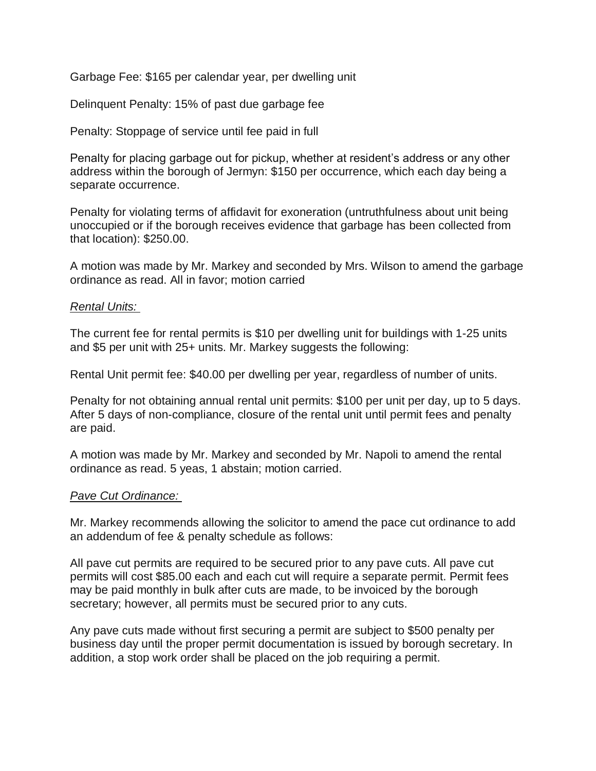Garbage Fee: $165 per calendar year, per dwelling unit

Delinquent Penalty: 15% of past due garbage fee

Penalty: Stoppage of service until fee paid in full

Penalty for placing garbage out for pickup, whether at resident's address or any other address within the borough of Jermyn: $150 per occurrence, which each day being a separate occurrence.

Penalty for violating terms of affidavit for exoneration (untruthfulness about unit being unoccupied or if the borough receives evidence that garbage has been collected from that location): $250.00.

A motion was made by Mr. Markey and seconded by Mrs. Wilson to amend the garbage ordinance as read. All in favor; motion carried

*Rental Units:*

The current fee for rental permits is $10 per dwelling unit for buildings with 1-25 units and $5 per unit with 25+ units. Mr. Markey suggests the following:

Rental Unit permit fee: $40.00 per dwelling per year, regardless of number of units.

Penalty for not obtaining annual rental unit permits: $100 per unit per day, up to 5 days. After 5 days of non-compliance, closure of the rental unit until permit fees and penalty are paid.

A motion was made by Mr. Markey and seconded by Mr. Napoli to amend the rental ordinance as read. 5 yeas, 1 abstain; motion carried.

*Pave Cut Ordinance:*

Mr. Markey recommends allowing the solicitor to amend the pace cut ordinance to add an addendum of fee & penalty schedule as follows:

All pave cut permits are required to be secured prior to any pave cuts. All pave cut permits will cost $85.00 each and each cut will require a separate permit. Permit fees may be paid monthly in bulk after cuts are made, to be invoiced by the borough secretary; however, all permits must be secured prior to any cuts.

Any pave cuts made without first securing a permit are subject to $500 penalty per business day until the proper permit documentation is issued by borough secretary. In addition, a stop work order shall be placed on the job requiring a permit.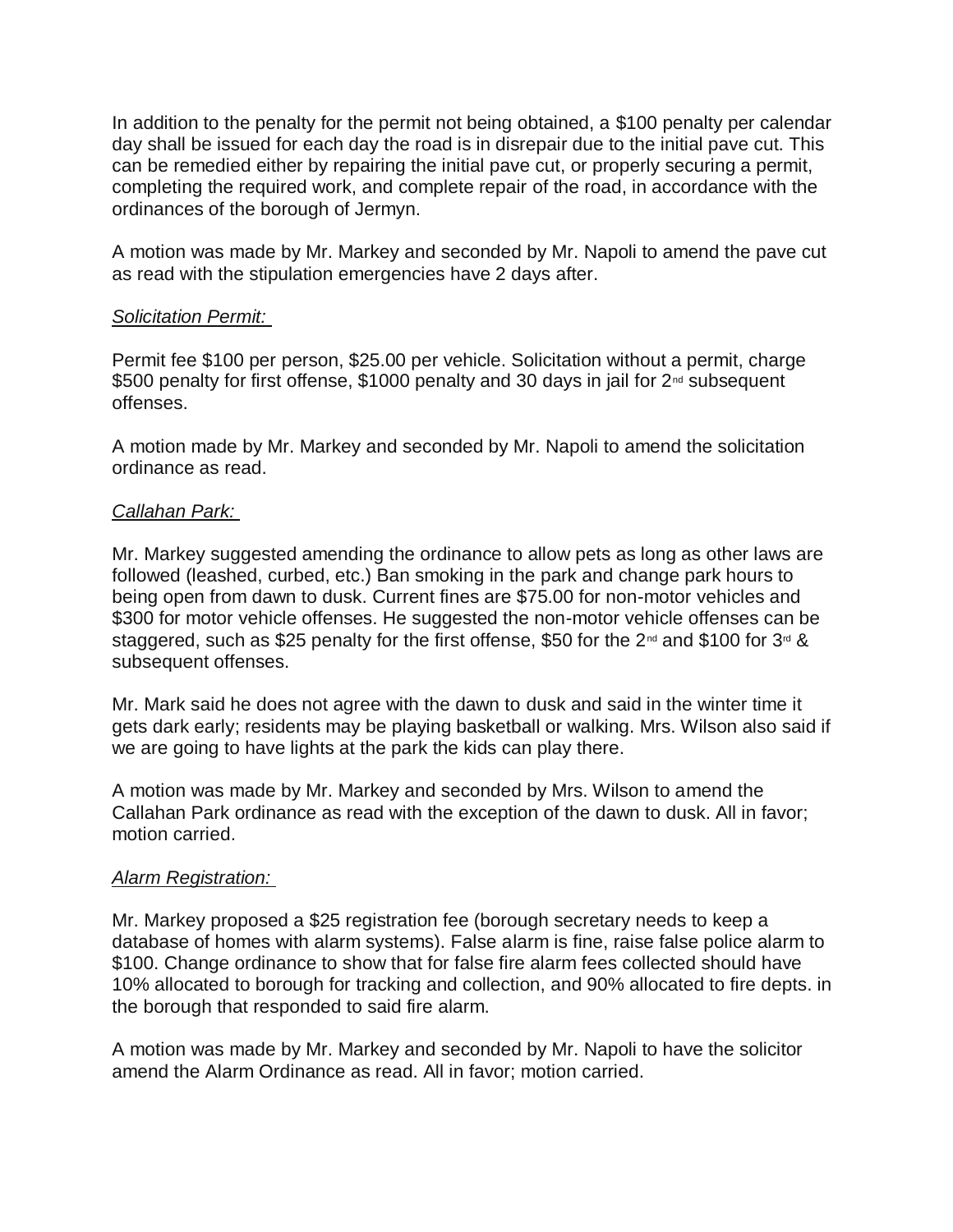In addition to the penalty for the permit not being obtained, a $100 penalty per calendar day shall be issued for each day the road is in disrepair due to the initial pave cut. This can be remedied either by repairing the initial pave cut, or properly securing a permit, completing the required work, and complete repair of the road, in accordance with the ordinances of the borough of Jermyn.

A motion was made by Mr. Markey and seconded by Mr. Napoli to amend the pave cut as read with the stipulation emergencies have 2 days after.

*Solicitation Permit:*

Permit fee $100 per person, $25.00 per vehicle. Solicitation without a permit, charge $500 penalty for first offense, $1000 penalty and 30 days in jail for 2nd subsequent offenses.

A motion made by Mr. Markey and seconded by Mr. Napoli to amend the solicitation ordinance as read.

*Callahan Park:*

Mr. Markey suggested amending the ordinance to allow pets as long as other laws are followed (leashed, curbed, etc.) Ban smoking in the park and change park hours to being open from dawn to dusk. Current fines are $75.00 for non-motor vehicles and $300 for motor vehicle offenses. He suggested the non-motor vehicle offenses can be staggered, such as $25 penalty for the first offense, $50 for the 2nd and $100 for 3rd & subsequent offenses.

Mr. Mark said he does not agree with the dawn to dusk and said in the winter time it gets dark early; residents may be playing basketball or walking. Mrs. Wilson also said if we are going to have lights at the park the kids can play there.

A motion was made by Mr. Markey and seconded by Mrs. Wilson to amend the Callahan Park ordinance as read with the exception of the dawn to dusk. All in favor; motion carried.

*Alarm Registration:*

Mr. Markey proposed a $25 registration fee (borough secretary needs to keep a database of homes with alarm systems). False alarm is fine, raise false police alarm to $100. Change ordinance to show that for false fire alarm fees collected should have 10% allocated to borough for tracking and collection, and 90% allocated to fire depts. in the borough that responded to said fire alarm.

A motion was made by Mr. Markey and seconded by Mr. Napoli to have the solicitor amend the Alarm Ordinance as read. All in favor; motion carried.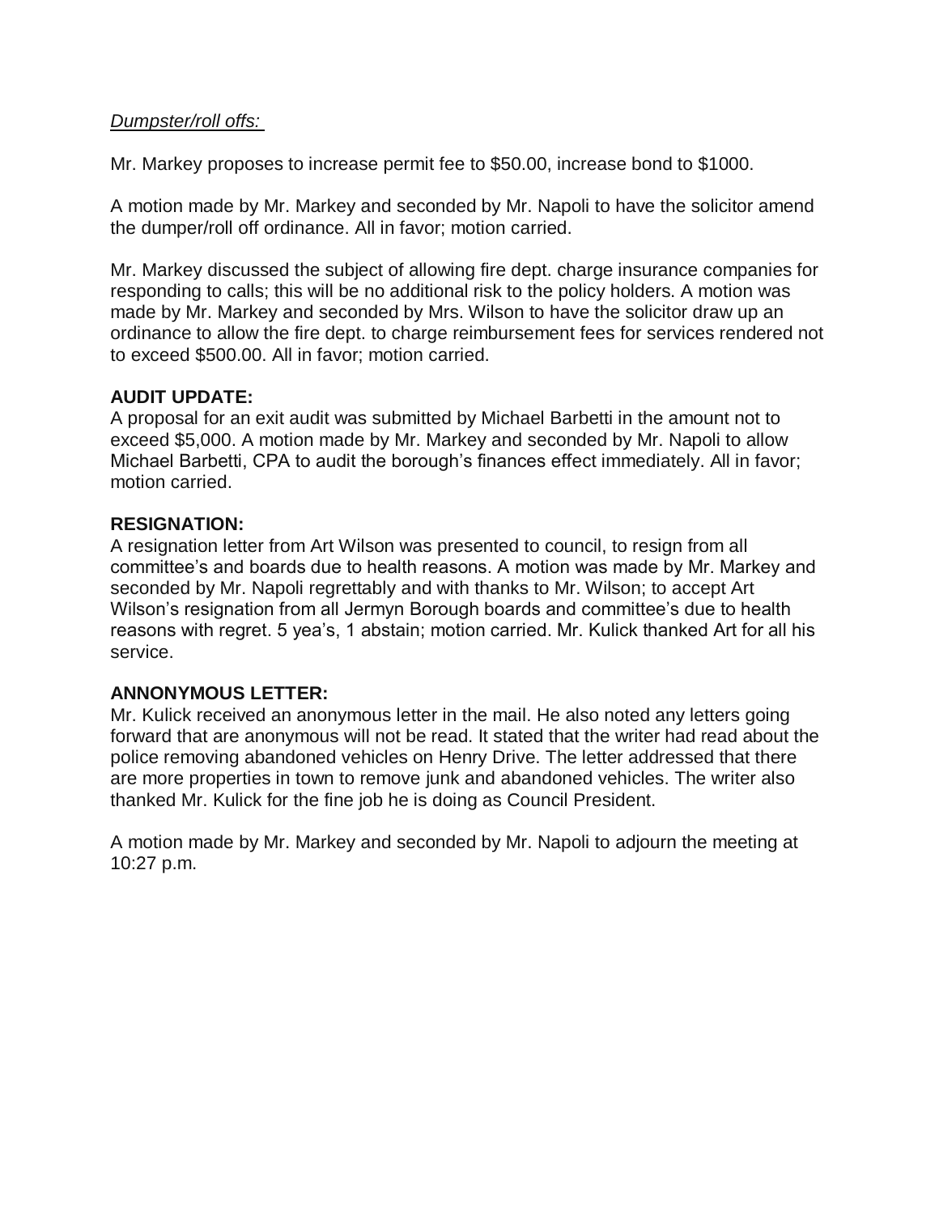*Dumpster/roll offs:*

Mr. Markey proposes to increase permit fee to $50.00, increase bond to $1000.

A motion made by Mr. Markey and seconded by Mr. Napoli to have the solicitor amend the dumper/roll off ordinance. All in favor; motion carried.

Mr. Markey discussed the subject of allowing fire dept. charge insurance companies for responding to calls; this will be no additional risk to the policy holders. A motion was made by Mr. Markey and seconded by Mrs. Wilson to have the solicitor draw up an ordinance to allow the fire dept. to charge reimbursement fees for services rendered not to exceed $500.00. All in favor; motion carried.

**AUDIT UPDATE:**
A proposal for an exit audit was submitted by Michael Barbetti in the amount not to exceed $5,000. A motion made by Mr. Markey and seconded by Mr. Napoli to allow Michael Barbetti, CPA to audit the borough's finances effect immediately. All in favor; motion carried.

**RESIGNATION:**
A resignation letter from Art Wilson was presented to council, to resign from all committee's and boards due to health reasons. A motion was made by Mr. Markey and seconded by Mr. Napoli regrettably and with thanks to Mr. Wilson; to accept Art Wilson's resignation from all Jermyn Borough boards and committee's due to health reasons with regret. 5 yea's, 1 abstain; motion carried. Mr. Kulick thanked Art for all his service.

**ANNONYMOUS LETTER:**
Mr. Kulick received an anonymous letter in the mail. He also noted any letters going forward that are anonymous will not be read. It stated that the writer had read about the police removing abandoned vehicles on Henry Drive. The letter addressed that there are more properties in town to remove junk and abandoned vehicles. The writer also thanked Mr. Kulick for the fine job he is doing as Council President.

A motion made by Mr. Markey and seconded by Mr. Napoli to adjourn the meeting at 10:27 p.m.